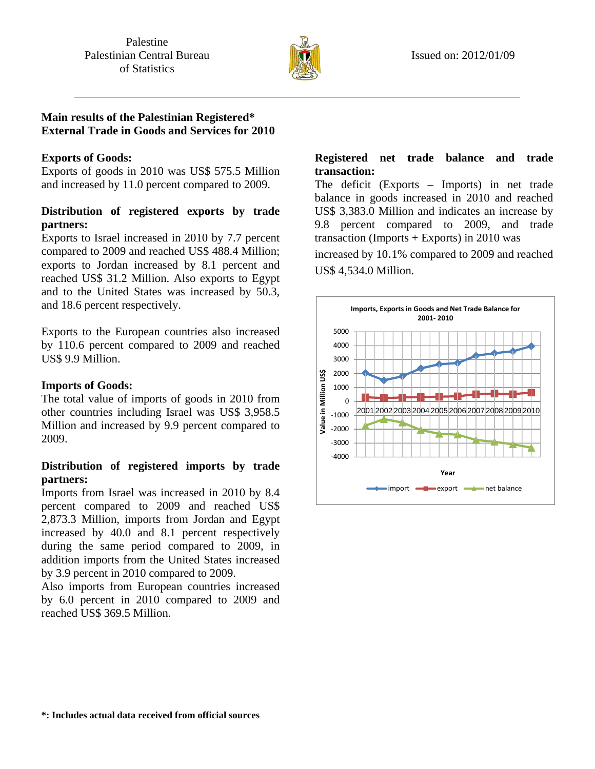Palestine
Palestinian Central Bureau of Statistics

Issued on: 2012/01/09

## Main results of the Palestinian Registered* External Trade in Goods and Services for 2010

**Exports of Goods:**

Exports of goods in 2010 was US$ 575.5 Million and increased by 11.0 percent compared to 2009.

**Distribution of registered exports by trade partners:**

Exports to Israel increased in 2010 by 7.7 percent compared to 2009 and reached US$ 488.4 Million; exports to Jordan increased by 8.1 percent and reached US$ 31.2 Million. Also exports to Egypt and to the United States was increased by 50.3, and 18.6 percent respectively.

Exports to the European countries also increased by 110.6 percent compared to 2009 and reached US$ 9.9 Million.

**Imports of Goods:**

The total value of imports of goods in 2010 from other countries including Israel was US$ 3,958.5 Million and increased by 9.9 percent compared to 2009.

**Distribution of registered imports by trade partners:**

Imports from Israel was increased in 2010 by 8.4 percent compared to 2009 and reached US$ 2,873.3 Million, imports from Jordan and Egypt increased by 40.0 and 8.1 percent respectively during the same period compared to 2009, in addition imports from the United States increased by 3.9 percent in 2010 compared to 2009.

Also imports from European countries increased by 6.0 percent in 2010 compared to 2009 and reached US$ 369.5 Million.

**Registered net trade balance and trade transaction:**

The deficit (Exports – Imports) in net trade balance in goods increased in 2010 and reached US$ 3,383.0 Million and indicates an increase by 9.8 percent compared to 2009, and trade transaction (Imports + Exports) in 2010 was increased by 10.1% compared to 2009 and reached US$ 4,534.0 Million.

**Imports, Exports in Goods and Net Trade Balance for 2001- 2010**

*: Includes actual data received from official sources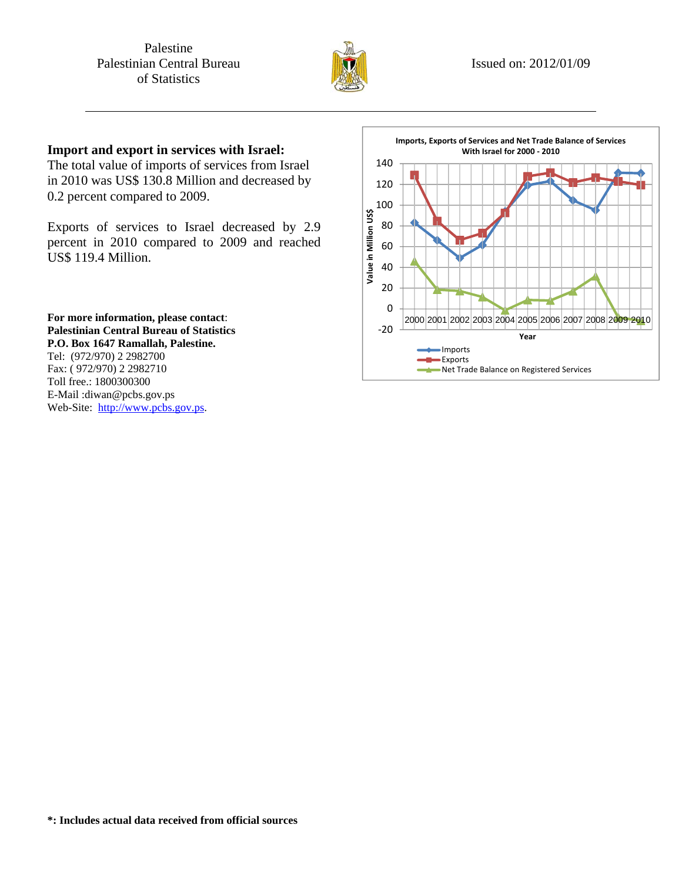Palestine
Palestinian Central Bureau
of Statistics

Issued on: 2012/01/09

## Import and export in services with Israel:

The total value of imports of services from Israel in 2010 was US$ 130.8 Million and decreased by 0.2 percent compared to 2009.

Exports of services to Israel decreased by 2.9 percent in 2010 compared to 2009 and reached US$ 119.4 Million.

Imports, Exports of Services and Net Trade Balance of Services With Israel for 2000 - 2010

Value in Million US$

140
120
100
80
60
40
20
0
-20

2000 2001 2002 2003 2004 2005 2006 2007 2008 2009 2010

Year

Imports
Exports
Net Trade Balance on Registered Services

**For more information, please contact**:
**Palestinian Central Bureau of Statistics**
**P.O. Box 1647 Ramallah, Palestine.**
Tel: (972/970) 2 2982700
Fax: ( 972/970) 2 2982710
Toll free.: 1800300300
E-Mail :diwan@pcbs.gov.ps
Web-Site: http://www.pcbs.gov.ps.

**\*: Includes actual data received from official sources**